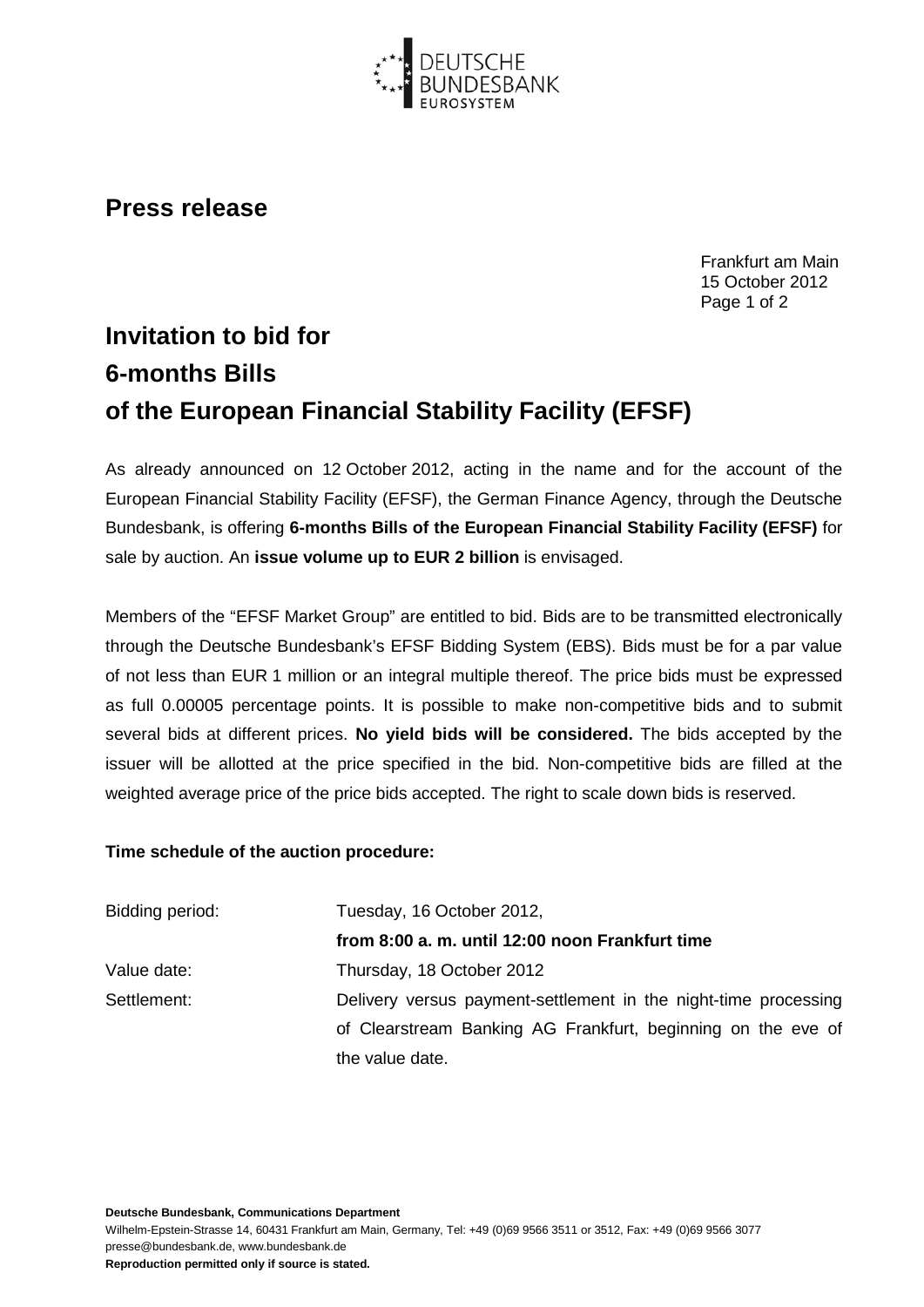# Press release

Frankfurt am Main
15 October 2012

## Invitation to bid for
## 6-months Bills
## of the European Financial Stability Facility (EFSF)

As already announced on 12 October 2012, acting in the name and for the account of the European Financial Stability Facility (EFSF), the German Finance Agency, through the Deutsche Bundesbank, is offering **6-months Bills of the European Financial Stability Facility (EFSF)** for sale by auction. An **issue volume up to EUR 2 billion** is envisaged.

Members of the "EFSF Market Group" are entitled to bid. Bids are to be transmitted electronically through the Deutsche Bundesbank's EFSF Bidding System (EBS). Bids must be for a par value of not less than EUR 1 million or an integral multiple thereof. The price bids must be expressed as full 0.00005 percentage points. It is possible to make non-competitive bids and to submit several bids at different prices. **No yield bids will be considered.** The bids accepted by the issuer will be allotted at the price specified in the bid. Non-competitive bids are filled at the weighted average price of the price bids accepted. The right to scale down bids is reserved.

**Time schedule of the auction procedure:**

| | |
|---|---|
| Bidding period: | Tuesday, 16 October 2012, **from 8:00 a. m. until 12:00 noon Frankfurt time** |
| Value date: | Thursday, 18 October 2012 |
| Settlement: | Delivery versus payment-settlement in the night-time processing of Clearstream Banking AG Frankfurt, beginning on the eve of the value date. |

**Deutsche Bundesbank, Communications Department**
Wilhelm-Epstein-Strasse 14, 60431 Frankfurt am Main, Germany, Tel: +49 (0)69 9566 3511 or 3512, Fax: +49 (0)69 9566 3077
presse@bundesbank.de, www.bundesbank.de
**Reproduction permitted only if source is stated.**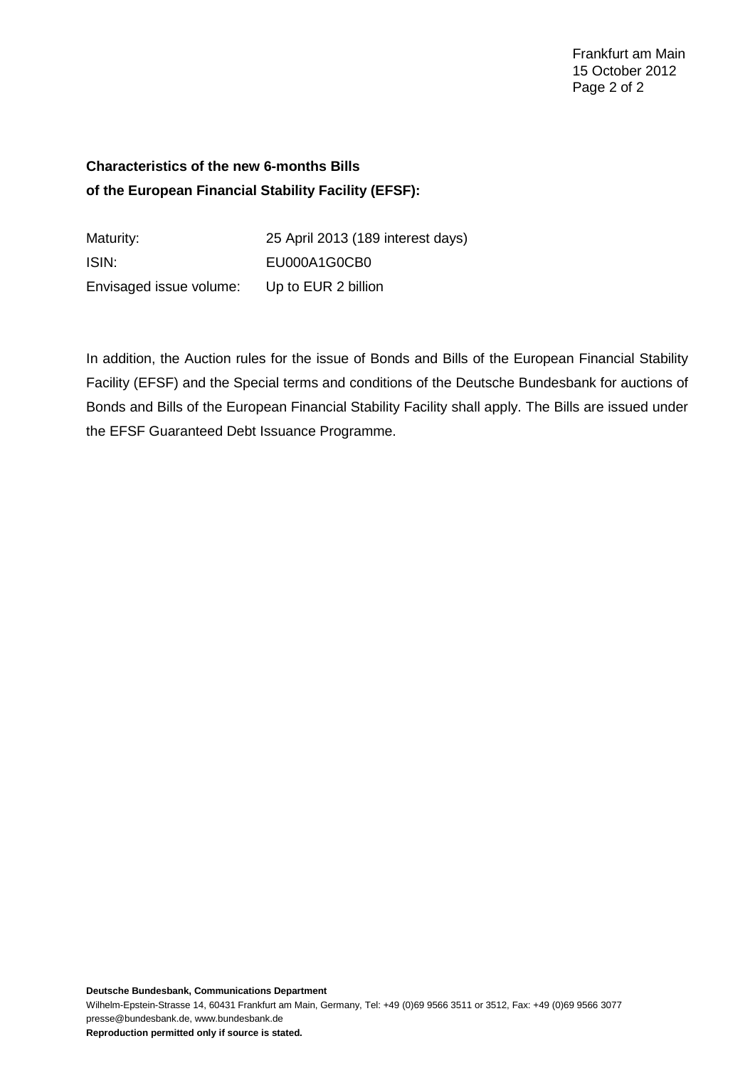**Characteristics of the new 6-months Bills of the European Financial Stability Facility (EFSF):**

| | |
|---|---|
| Maturity: | 25 April 2013 (189 interest days) |
| ISIN: | EU000A1G0CB0 |
| Envisaged issue volume: | Up to EUR 2 billion |

In addition, the Auction rules for the issue of Bonds and Bills of the European Financial Stability Facility (EFSF) and the Special terms and conditions of the Deutsche Bundesbank for auctions of Bonds and Bills of the European Financial Stability Facility shall apply. The Bills are issued under the EFSF Guaranteed Debt Issuance Programme.

**Deutsche Bundesbank, Communications Department**
Wilhelm-Epstein-Strasse 14, 60431 Frankfurt am Main, Germany, Tel: +49 (0)69 9566 3511 or 3512, Fax: +49 (0)69 9566 3077
presse@bundesbank.de, www.bundesbank.de
**Reproduction permitted only if source is stated.**